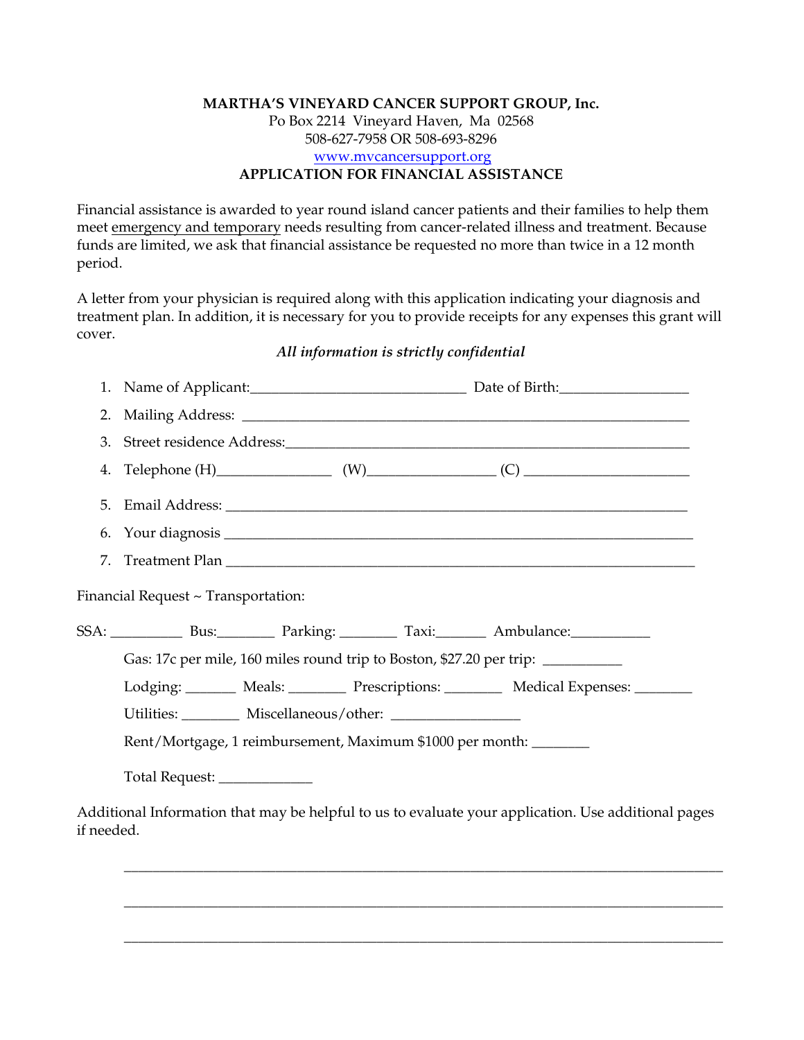**MARTHA'S VINEYARD CANCER SUPPORT GROUP, Inc.**
Po Box 2214 Vineyard Haven, Ma 02568
508-627-7958 OR 508-693-8296
www.mvcancersupport.org

**APPLICATION FOR FINANCIAL ASSISTANCE**

Financial assistance is awarded to year round island cancer patients and their families to help them meet emergency and temporary needs resulting from cancer-related illness and treatment. Because funds are limited, we ask that financial assistance be requested no more than twice in a 12 month period.

A letter from your physician is required along with this application indicating your diagnosis and treatment plan. In addition, it is necessary for you to provide receipts for any expenses this grant will cover.

*All information is strictly confidential*

1. Name of Applicant:_____________________________ Date of Birth:_________________
2. Mailing Address: ____________________________________________________________
3. Street residence Address:______________________________________________________
4. Telephone (H)_______________ (W)________________ (C) ______________________
5. Email Address: ______________________________________________________________
6. Your diagnosis ______________________________________________________________
7. Treatment Plan ______________________________________________________________

Financial Request ~ Transportation:

SSA: __________ Bus:________ Parking: ________ Taxi:_______ Ambulance:___________

Gas: 17c per mile, 160 miles round trip to Boston, $27.20 per trip: ___________

Lodging: _______ Meals: ________ Prescriptions: ________ Medical Expenses: ________

Utilities: ________ Miscellaneous/other: _________________

Rent/Mortgage, 1 reimbursement, Maximum $1000 per month: ________

Total Request: _____________

Additional Information that may be helpful to us to evaluate your application. Use additional pages if needed.

_______________________________________________________________________________

_______________________________________________________________________________

_______________________________________________________________________________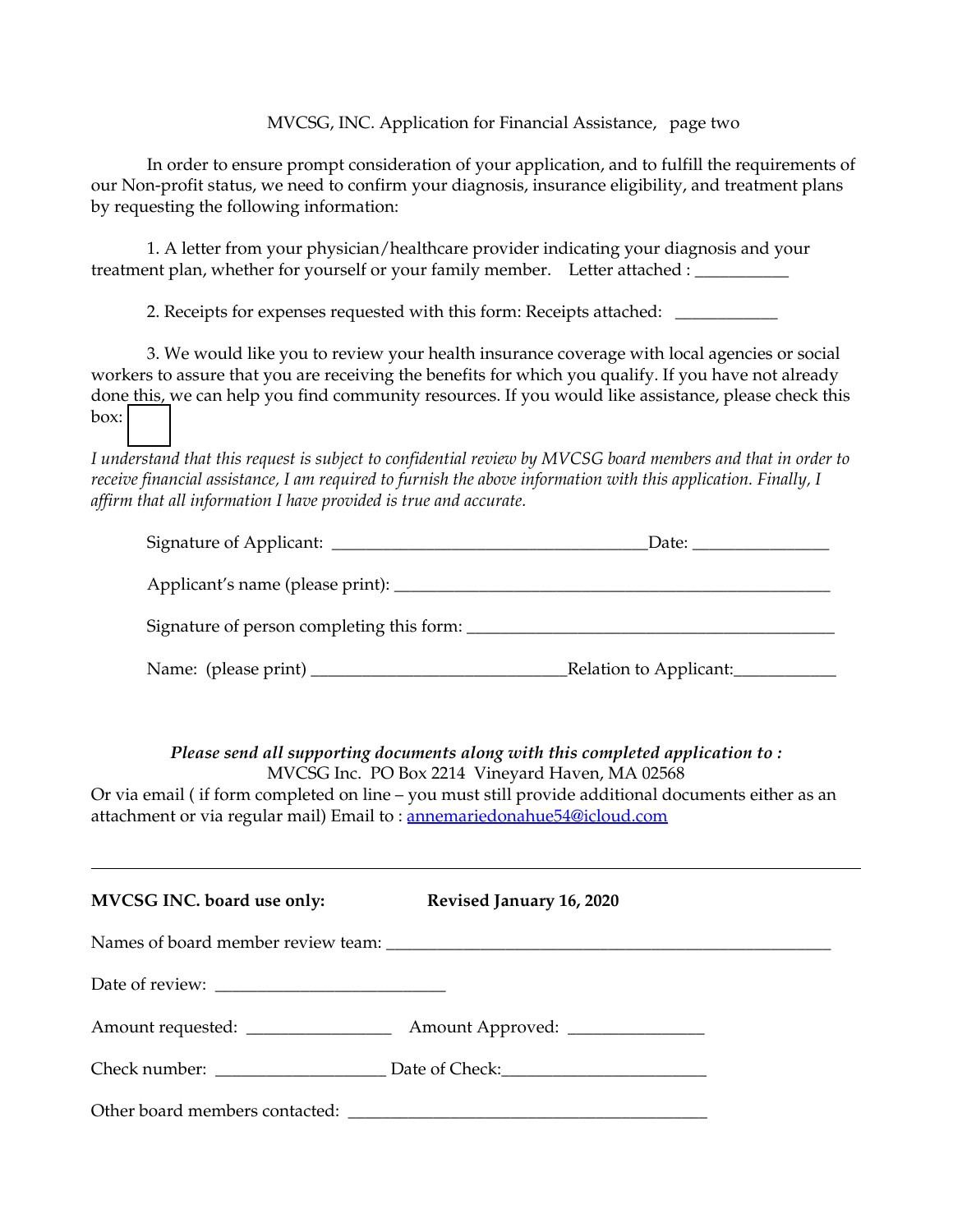MVCSG, INC. Application for Financial Assistance, page two

In order to ensure prompt consideration of your application, and to fulfill the requirements of our Non-profit status, we need to confirm your diagnosis, insurance eligibility, and treatment plans by requesting the following information:

1. A letter from your physician/healthcare provider indicating your diagnosis and your treatment plan, whether for yourself or your family member. Letter attached : ___________

2. Receipts for expenses requested with this form: Receipts attached: ____________

3. We would like you to review your health insurance coverage with local agencies or social workers to assure that you are receiving the benefits for which you qualify. If you have not already done this, we can help you find community resources. If you would like assistance, please check this box: ☐

*I understand that this request is subject to confidential review by MVCSG board members and that in order to receive financial assistance, I am required to furnish the above information with this application. Finally, I affirm that all information I have provided is true and accurate.*

Signature of Applicant: ____________________________________ Date: _______________

Applicant's name (please print): ___________________________________________________

Signature of person completing this form: __________________________________________

Name: (please print) _____________________________ Relation to Applicant: ___________

***Please send all supporting documents along with this completed application to :***

MVCSG Inc. PO Box 2214 Vineyard Haven, MA 02568

Or via email ( if form completed on line – you must still provide additional documents either as an attachment or via regular mail) Email to : annemariedonahue54@icloud.com

---

**MVCSG INC. board use only:** **Revised January 16, 2020**

Names of board member review team: ___________________________________________________

Date of review: __________________________

Amount requested: ________________ Amount Approved: _______________

Check number: ___________________ Date of Check: _______________________

Other board members contacted: _________________________________________